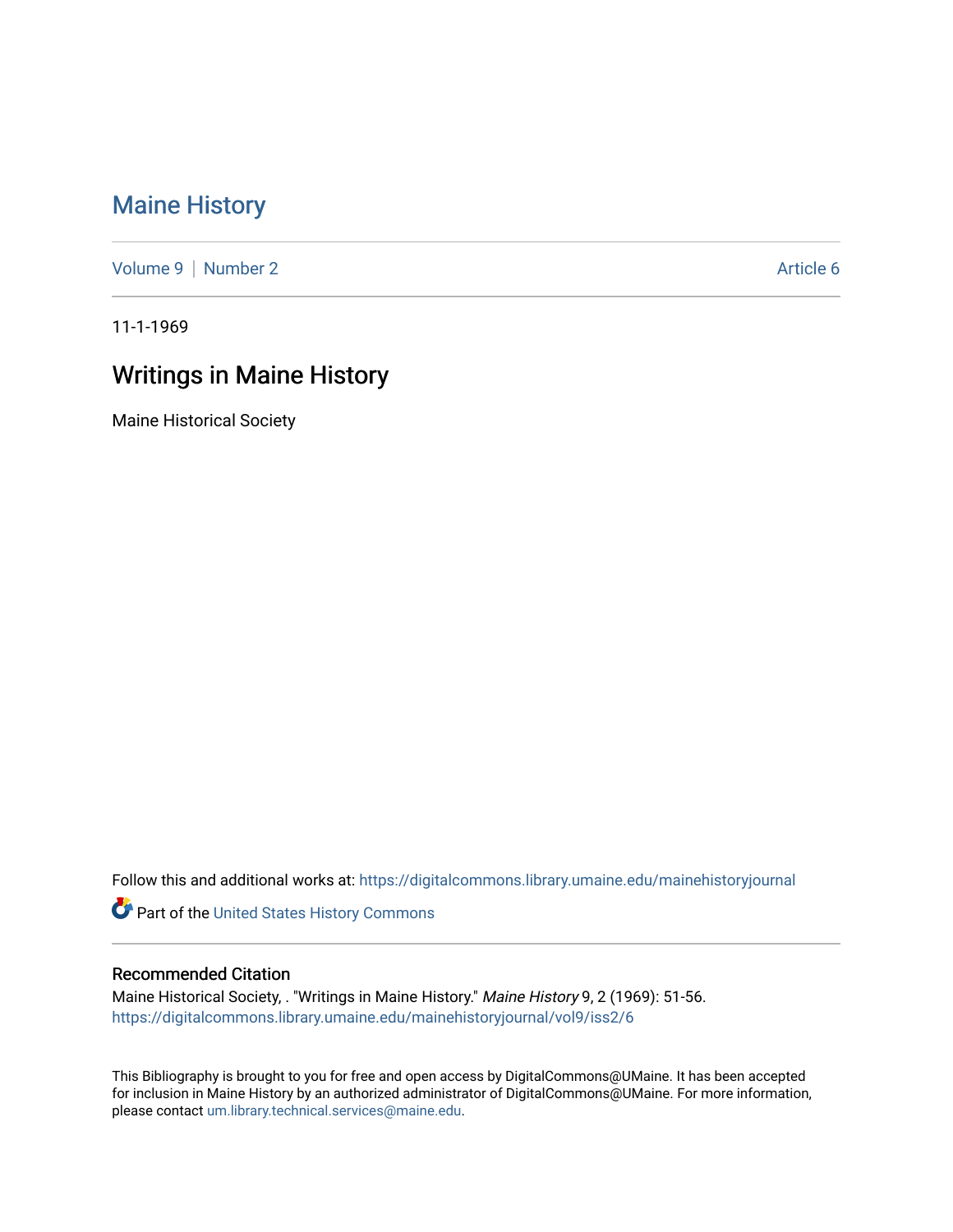# Maine History

Volume 9 | Number 2 Article 6

11-1-1969

## Writings in Maine History

Maine Historical Society

Follow this and additional works at: https://digitalcommons.library.umaine.edu/mainehistoryjournal

Part of the United States History Commons

### Recommended Citation

Maine Historical Society, . "Writings in Maine History." *Maine History* 9, 2 (1969): 51-56.
https://digitalcommons.library.umaine.edu/mainehistoryjournal/vol9/iss2/6

This Bibliography is brought to you for free and open access by DigitalCommons@UMaine. It has been accepted for inclusion in Maine History by an authorized administrator of DigitalCommons@UMaine. For more information, please contact um.library.technical.services@maine.edu.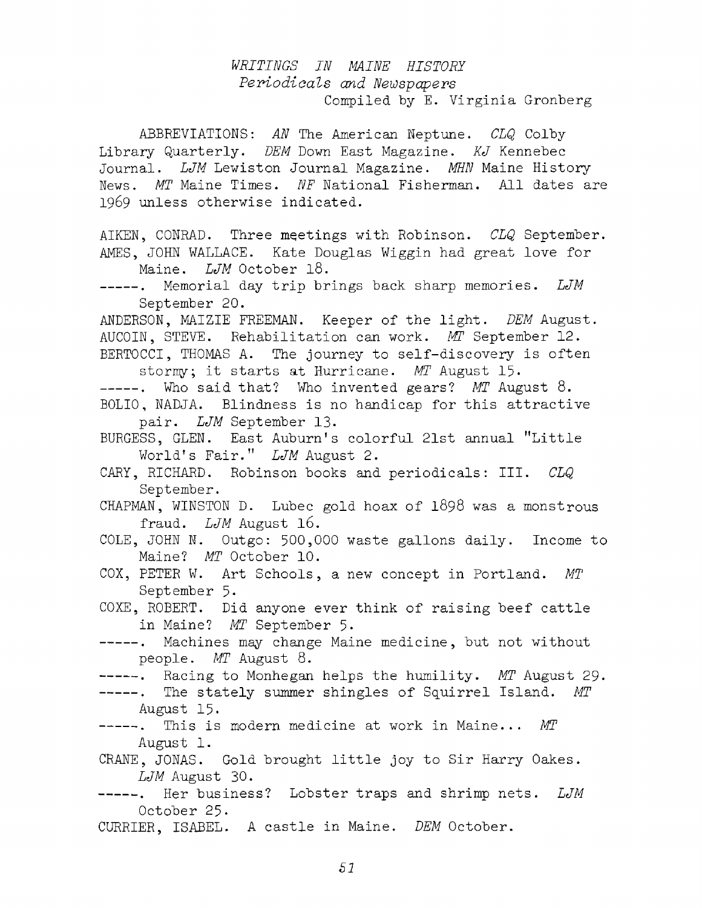# *WRITINGS IN MAINE HISTORY*

## *Periodicals and Newspapers*

Compiled by E. Virginia Gronberg

ABBREVIATIONS: *AN* The American Neptune. *CLQ* Colby Library Quarterly. *DEM* Down East Magazine. *KJ* Kennebec Journal. *LJM* Lewiston Journal Magazine. *MHN* Maine History News. *MT* Maine Times. *NF* National Fisherman. All dates are 1969 unless otherwise indicated.

AIKEN, CONRAD. Three meetings with Robinson. *CLQ* September.

AMES, JOHN WALLACE. Kate Douglas Wiggin had great love for Maine. *LJM* October 18.

-----. Memorial day trip brings back sharp memories. *LJM* September 20.

ANDERSON, MAIZIE FREEMAN. Keeper of the light. *DEM* August.

AUCOIN, STEVE. Rehabilitation can work. *MT* September 12.

BERTOCCI, THOMAS A. The journey to self-discovery is often stormy; it starts at Hurricane. *MT* August 15.

-----. Who said that? Who invented gears? *MT* August 8.

BOLIO, NADJA. Blindness is no handicap for this attractive pair. *LJM* September 13.

BURGESS, GLEN. East Auburn's colorful 21st annual "Little World's Fair." *LJM* August 2.

CARY, RICHARD. Robinson books and periodicals: III. *CLQ* September.

CHAPMAN, WINSTON D. Lubec gold hoax of 1898 was a monstrous fraud. *LJM* August 16.

COLE, JOHN N. Outgo: 500,000 waste gallons daily. Income to Maine? *MT* October 10.

COX, PETER W. Art Schools, a new concept in Portland. *MT* September 5.

COXE, ROBERT. Did anyone ever think of raising beef cattle in Maine? *MT* September 5.

-----. Machines may change Maine medicine, but not without people. *MT* August 8.

-----. Racing to Monhegan helps the humility. *MT* August 29.

-----. The stately summer shingles of Squirrel Island. *MT* August 15.

-----. This is modern medicine at work in Maine... *MT* August 1.

CRANE, JONAS. Gold brought little joy to Sir Harry Oakes. *LJM* August 30.

-----. Her business? Lobster traps and shrimp nets. *LJM* October 25.

CURRIER, ISABEL. A castle in Maine. *DEM* October.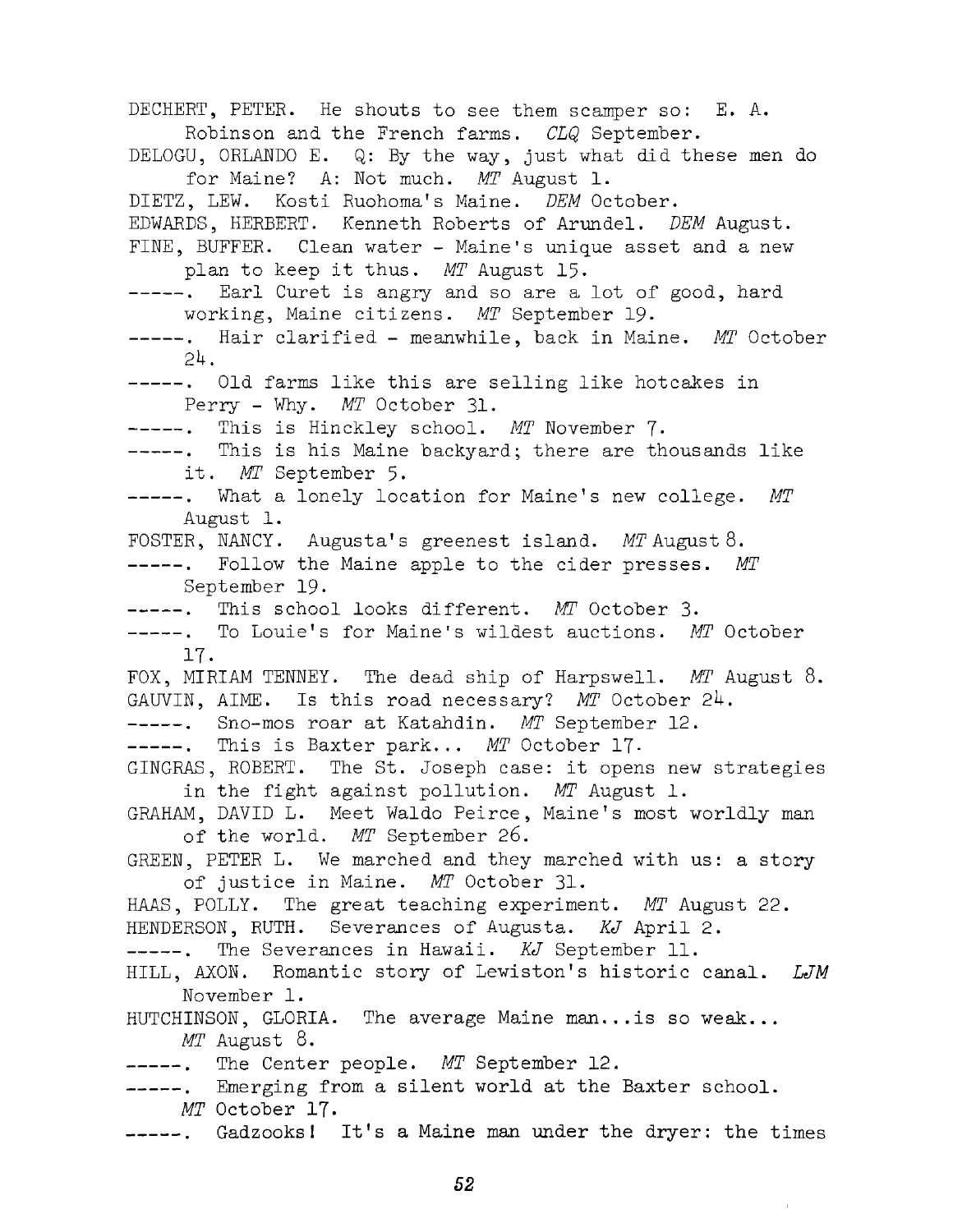DECHERT, PETER. He shouts to see them scamper so: E. A. Robinson and the French farms. *CLQ* September.

DELOGU, ORLANDO E. Q: By the way, just what did these men do for Maine? A: Not much. *MT* August 1.

DIETZ, LEW. Kosti Ruohoma's Maine. *DEM* October.

EDWARDS, HERBERT. Kenneth Roberts of Arundel. *DEM* August.

FINE, BUFFER. Clean water - Maine's unique asset and a new plan to keep it thus. *MT* August 15.

-----. Earl Curet is angry and so are a lot of good, hard working, Maine citizens. *MT* September 19.

-----. Hair clarified - meanwhile, back in Maine. *MT* October 24.

-----. Old farms like this are selling like hotcakes in Perry - Why. *MT* October 31.

-----. This is Hinckley school. *MT* November 7.

-----. This is his Maine backyard; there are thousands like it. *MT* September 5.

-----. What a lonely location for Maine's new college. *MT* August 1.

FOSTER, NANCY. Augusta's greenest island. *MT* August 8.

-----. Follow the Maine apple to the cider presses. *MT* September 19.

-----. This school looks different. *MT* October 3.

-----. To Louie's for Maine's wildest auctions. *MT* October 17.

FOX, MIRIAM TENNEY. The dead ship of Harpswell. *MT* August 8.

GAUVIN, AIME. Is this road necessary? *MT* October 24.

-----. Sno-mos roar at Katahdin. *MT* September 12.

-----. This is Baxter park... *MT* October 17.

GINGRAS, ROBERT. The St. Joseph case: it opens new strategies in the fight against pollution. *MT* August 1.

GRAHAM, DAVID L. Meet Waldo Peirce, Maine's most worldly man of the world. *MT* September 26.

GREEN, PETER L. We marched and they marched with us: a story of justice in Maine. *MT* October 31.

HAAS, POLLY. The great teaching experiment. *MT* August 22.

HENDERSON, RUTH. Severances of Augusta. *KJ* April 2.

-----. The Severances in Hawaii. *KJ* September 11.

HILL, AXON. Romantic story of Lewiston's historic canal. *LJM* November 1.

HUTCHINSON, GLORIA. The average Maine man...is so weak... *MT* August 8.

-----. The Center people. *MT* September 12.

-----. Emerging from a silent world at the Baxter school. *MT* October 17.

-----. Gadzooks! It's a Maine man under the dryer: the times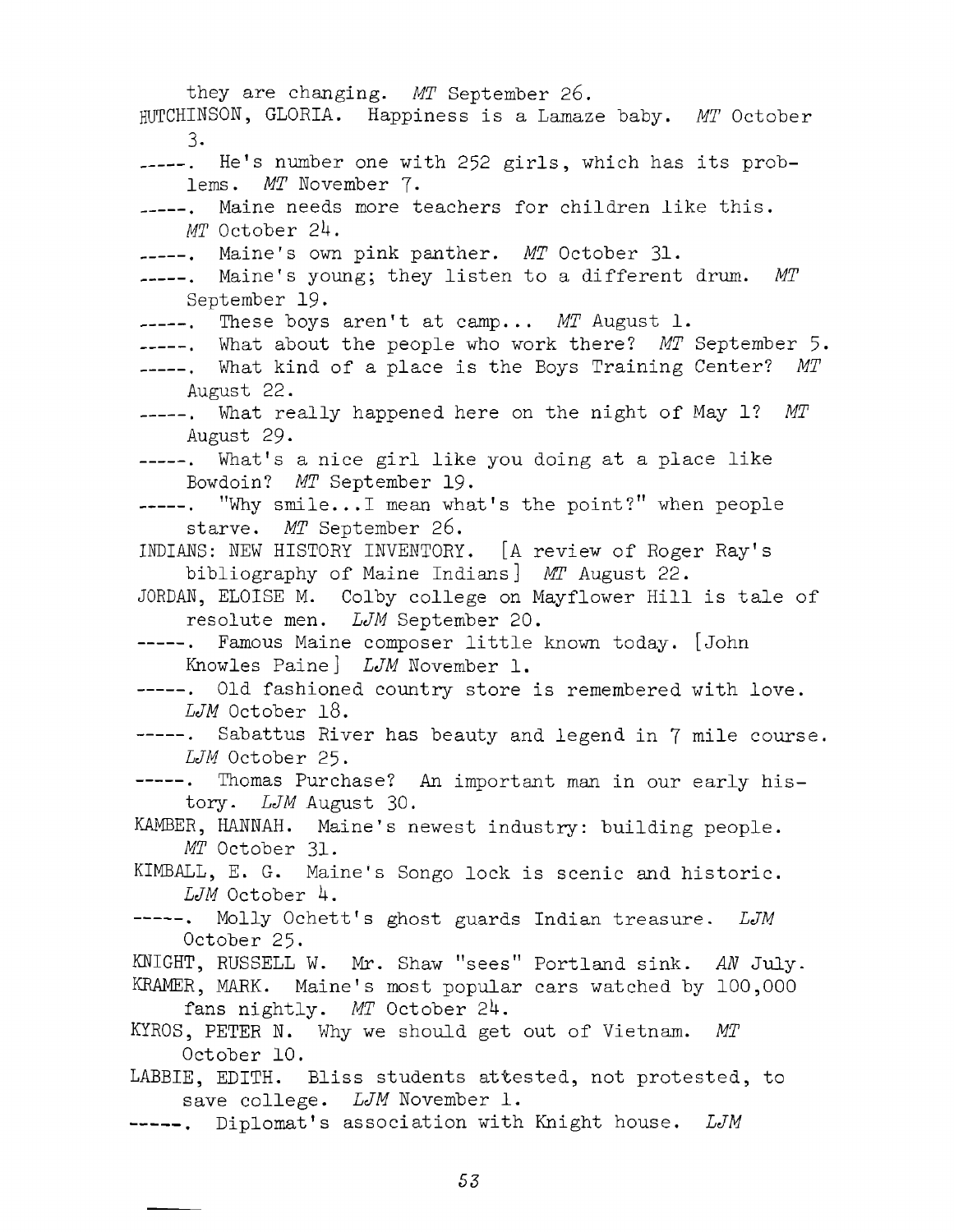they are changing. *MT* September 26.

HUTCHINSON, GLORIA. Happiness is a Lamaze baby. *MT* October 3.

-----. He's number one with 252 girls, which has its problems. *MT* November 7.

-----. Maine needs more teachers for children like this. *MT* October 24.

-----. Maine's own pink panther. *MT* October 31.

-----. Maine's young; they listen to a different drum. *MT* September 19.

-----. These boys aren't at camp... *MT* August 1.

-----. What about the people who work there? *MT* September 5.

-----. What kind of a place is the Boys Training Center? *MT* August 22.

-----. What really happened here on the night of May 1? *MT* August 29.

-----. What's a nice girl like you doing at a place like Bowdoin? *MT* September 19.

-----. "Why smile...I mean what's the point?" when people starve. *MT* September 26.

INDIANS: NEW HISTORY INVENTORY. [A review of Roger Ray's bibliography of Maine Indians] *MT* August 22.

JORDAN, ELOISE M. Colby college on Mayflower Hill is tale of resolute men. *LJM* September 20.

-----. Famous Maine composer little known today. [John Knowles Paine] *LJM* November 1.

-----. Old fashioned country store is remembered with love. *LJM* October 18.

-----. Sabattus River has beauty and legend in 7 mile course. *LJM* October 25.

-----. Thomas Purchase? An important man in our early history. *LJM* August 30.

KAMBER, HANNAH. Maine's newest industry: building people. *MT* October 31.

KIMBALL, E. G. Maine's Songo lock is scenic and historic. *LJM* October 4.

-----. Molly Ochett's ghost guards Indian treasure. *LJM* October 25.

KNIGHT, RUSSELL W. Mr. Shaw "sees" Portland sink. *AN* July.

KRAMER, MARK. Maine's most popular cars watched by 100,000 fans nightly. *MT* October 24.

KYROS, PETER N. Why we should get out of Vietnam. *MT* October 10.

LABBIE, EDITH. Bliss students attested, not protested, to save college. *LJM* November 1.

-----. Diplomat's association with Knight house. *LJM*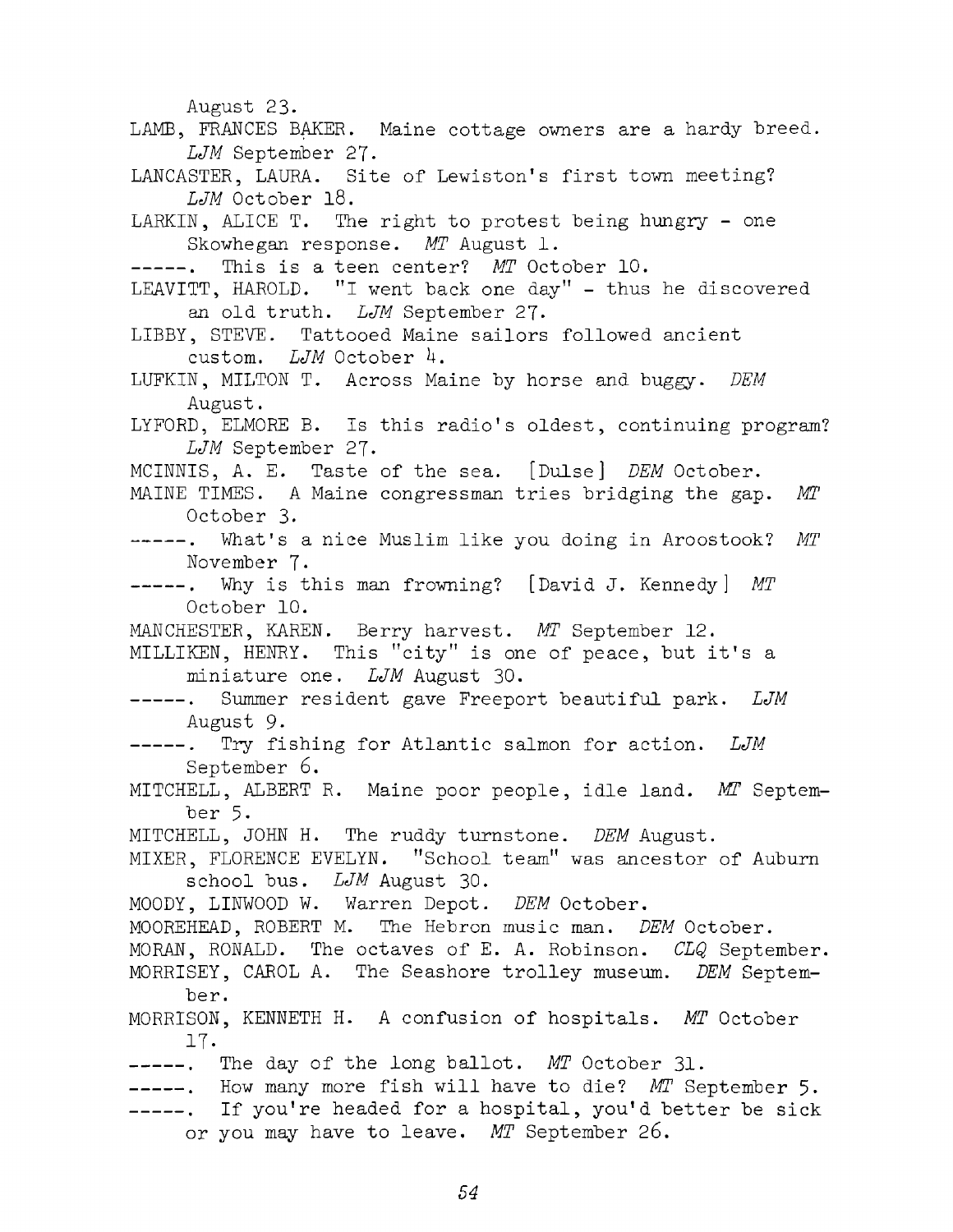August 23.

LAMB, FRANCES BAKER. Maine cottage owners are a hardy breed. *LJM* September 27.

LANCASTER, LAURA. Site of Lewiston's first town meeting? *LJM* October 18.

LARKIN, ALICE T. The right to protest being hungry - one Skowhegan response. *MT* August 1.

-----. This is a teen center? *MT* October 10.

LEAVITT, HAROLD. "I went back one day" - thus he discovered an old truth. *LJM* September 27.

LIBBY, STEVE. Tattooed Maine sailors followed ancient custom. *LJM* October 4.

LUFKIN, MILTON T. Across Maine by horse and buggy. *DEM* August.

LYFORD, ELMORE B. Is this radio's oldest, continuing program? *LJM* September 27.

MCINNIS, A. E. Taste of the sea. [Dulse] *DEM* October.

MAINE TIMES. A Maine congressman tries bridging the gap. *MT* October 3.

-----. What's a nice Muslim like you doing in Aroostook? *MT* November 7.

-----. Why is this man frowning? [David J. Kennedy] *MT* October 10.

MANCHESTER, KAREN. Berry harvest. *MT* September 12.

MILLIKEN, HENRY. This "city" is one of peace, but it's a miniature one. *LJM* August 30.

-----. Summer resident gave Freeport beautiful park. *LJM* August 9.

-----. Try fishing for Atlantic salmon for action. *LJM* September 6.

MITCHELL, ALBERT R. Maine poor people, idle land. *MT* September 5.

MITCHELL, JOHN H. The ruddy turnstone. *DEM* August.

MIXER, FLORENCE EVELYN. "School team" was ancestor of Auburn school bus. *LJM* August 30.

MOODY, LINWOOD W. Warren Depot. *DEM* October.

MOOREHEAD, ROBERT M. The Hebron music man. *DEM* October.

MORAN, RONALD. The octaves of E. A. Robinson. *CLQ* September.

MORRISEY, CAROL A. The Seashore trolley museum. *DEM* September.

MORRISON, KENNETH H. A confusion of hospitals. *MT* October 17.

-----. The day of the long ballot. *MT* October 31.

-----. How many more fish will have to die? *MT* September 5.

-----. If you're headed for a hospital, you'd better be sick or you may have to leave. *MT* September 26.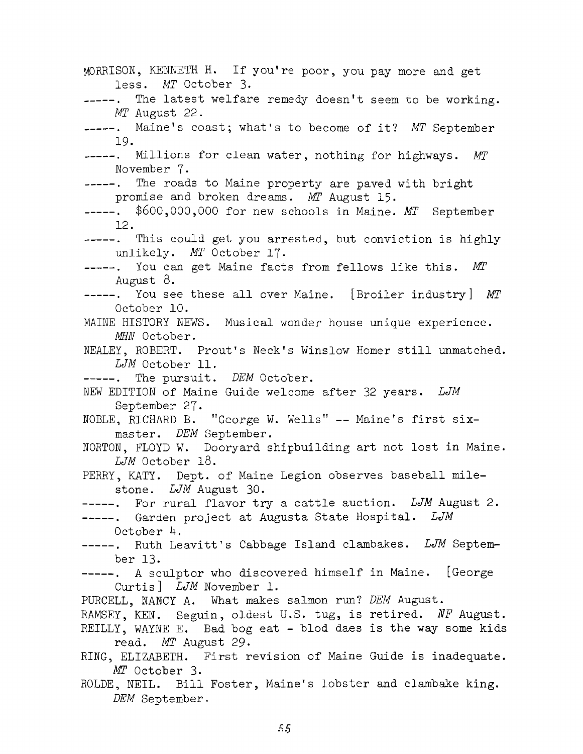MORRISON, KENNETH H. If you're poor, you pay more and get less. *MT* October 3.

-----. The latest welfare remedy doesn't seem to be working. *MT* August 22.

-----. Maine's coast; what's to become of it? *MT* September 19.

-----. Millions for clean water, nothing for highways. *MT* November 7.

-----. The roads to Maine property are paved with bright promise and broken dreams. *MT* August 15.

-----. $600,000,000 for new schools in Maine. *MT* September 12.

-----. This could get you arrested, but conviction is highly unlikely. *MT* October 17.

-----. You can get Maine facts from fellows like this. *MT* August 8.

-----. You see these all over Maine. [Broiler industry] *MT* October 10.

MAINE HISTORY NEWS. Musical wonder house unique experience. *MHN* October.

NEALEY, ROBERT. Prout's Neck's Winslow Homer still unmatched. *LJM* October 11.

-----. The pursuit. *DEM* October.

NEW EDITION of Maine Guide welcome after 32 years. *LJM* September 27.

NOBLE, RICHARD B. "George W. Wells" -- Maine's first six-master. *DEM* September.

NORTON, FLOYD W. Dooryard shipbuilding art not lost in Maine. *LJM* October 18.

PERRY, KATY. Dept. of Maine Legion observes baseball milestone. *LJM* August 30.

-----. For rural flavor try a cattle auction. *LJM* August 2.

-----. Garden project at Augusta State Hospital. *LJM* October 4.

-----. Ruth Leavitt's Cabbage Island clambakes. *LJM* September 13.

-----. A sculptor who discovered himself in Maine. [George Curtis] *LJM* November 1.

PURCELL, NANCY A. What makes salmon run? *DEM* August.

RAMSEY, KEN. Seguin, oldest U.S. tug, is retired. *NF* August.

REILLY, WAYNE E. Bad bog eat - blod daes is the way some kids read. *MT* August 29.

RING, ELIZABETH. First revision of Maine Guide is inadequate. *MT* October 3.

ROLDE, NEIL. Bill Foster, Maine's lobster and clambake king. *DEM* September.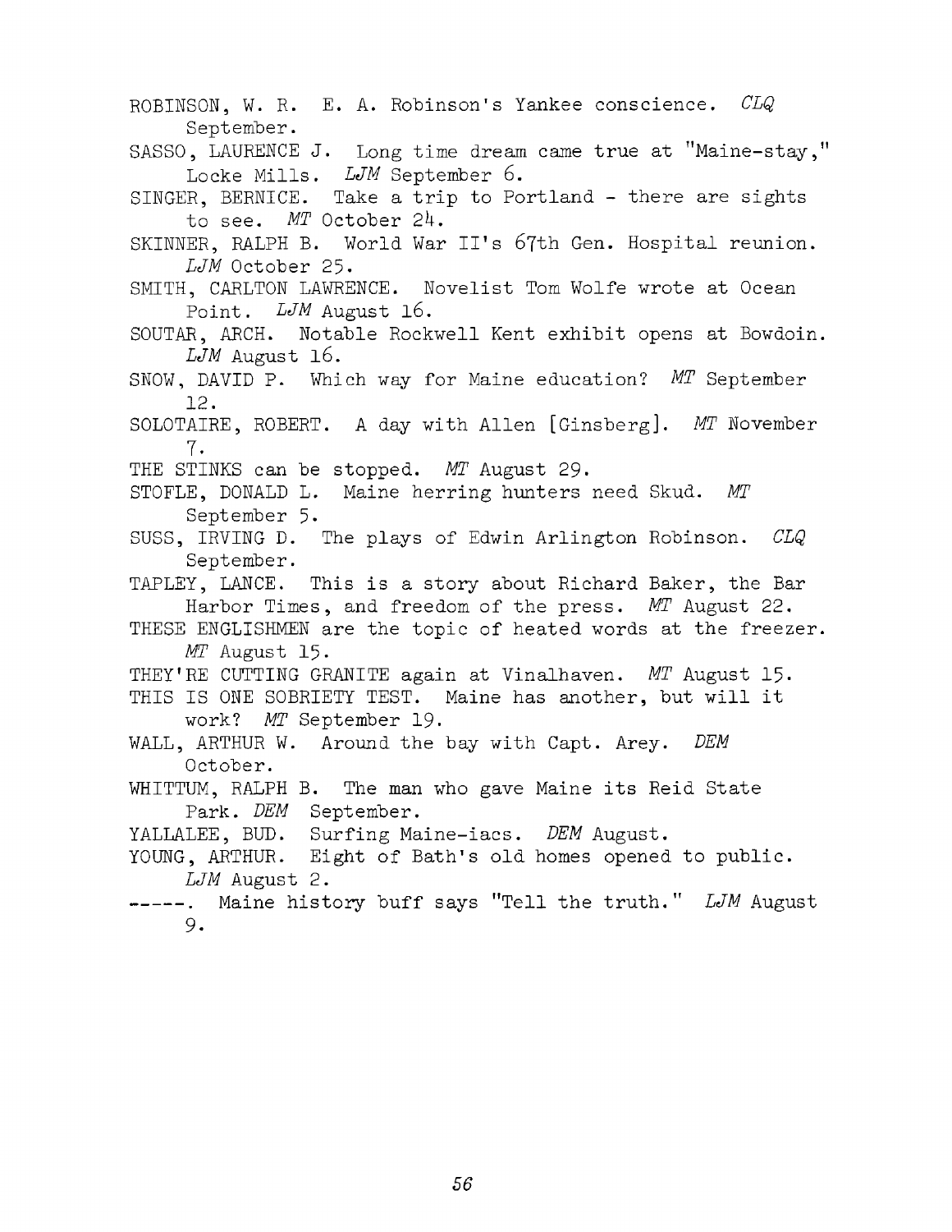ROBINSON, W. R. E. A. Robinson's Yankee conscience. *CLQ* September.

SASSO, LAURENCE J. Long time dream came true at "Maine-stay," Locke Mills. *LJM* September 6.

SINGER, BERNICE. Take a trip to Portland - there are sights to see. *MT* October 24.

SKINNER, RALPH B. World War II's 67th Gen. Hospital reunion. *LJM* October 25.

SMITH, CARLTON LAWRENCE. Novelist Tom Wolfe wrote at Ocean Point. *LJM* August 16.

SOUTAR, ARCH. Notable Rockwell Kent exhibit opens at Bowdoin. *LJM* August 16.

SNOW, DAVID P. Which way for Maine education? *MT* September 12.

SOLOTAIRE, ROBERT. A day with Allen [Ginsberg]. *MT* November 7.

THE STINKS can be stopped. *MT* August 29.

STOFLE, DONALD L. Maine herring hunters need Skud. *MT* September 5.

SUSS, IRVING D. The plays of Edwin Arlington Robinson. *CLQ* September.

TAPLEY, LANCE. This is a story about Richard Baker, the Bar Harbor Times, and freedom of the press. *MT* August 22.

THESE ENGLISHMEN are the topic of heated words at the freezer. *MT* August 15.

THEY'RE CUTTING GRANITE again at Vinalhaven. *MT* August 15.

THIS IS ONE SOBRIETY TEST. Maine has another, but will it work? *MT* September 19.

WALL, ARTHUR W. Around the bay with Capt. Arey. *DEM* October.

WHITTUM, RALPH B. The man who gave Maine its Reid State Park. *DEM* September.

YALLALEE, BUD. Surfing Maine-iacs. *DEM* August.

YOUNG, ARTHUR. Eight of Bath's old homes opened to public. *LJM* August 2.

-----. Maine history buff says "Tell the truth." *LJM* August 9.